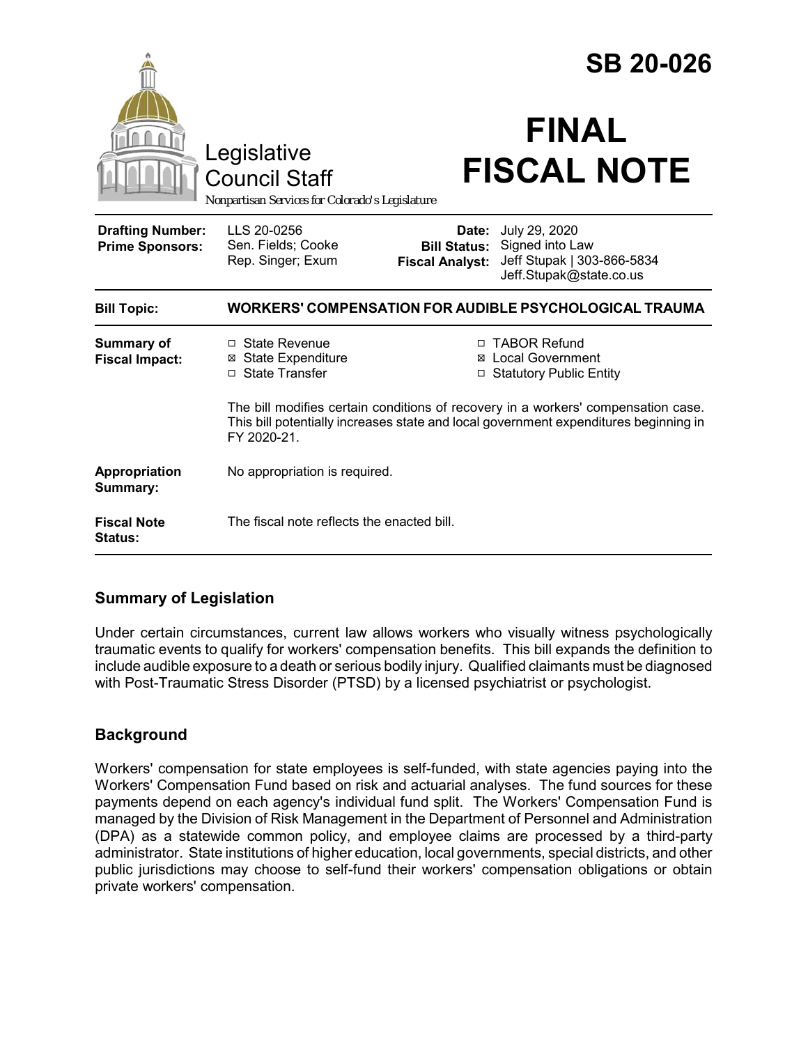# SB 20-026

Legislative Council Staff

*Nonpartisan Services for Colorado's Legislature*

# FINAL FISCAL NOTE

| | | | |
|---|---|---|---|
| **Drafting Number:** | LLS 20-0256 | **Date:** | July 29, 2020 |
| **Prime Sponsors:** | Sen. Fields; Cooke<br>Rep. Singer; Exum | **Bill Status:** | Signed into Law |
| | | **Fiscal Analyst:** | Jeff Stupak \| 303-866-5834<br>Jeff.Stupak@state.co.us |

| | |
|---|---|
| **Bill Topic:** | **WORKERS' COMPENSATION FOR AUDIBLE PSYCHOLOGICAL TRAUMA** |
| **Summary of Fiscal Impact:** | ☐ State Revenue<br>☒ State Expenditure<br>☐ State Transfer<br>☐ TABOR Refund<br>☒ Local Government<br>☐ Statutory Public Entity<br><br>The bill modifies certain conditions of recovery in a workers' compensation case. This bill potentially increases state and local government expenditures beginning in FY 2020-21. |
| **Appropriation Summary:** | No appropriation is required. |
| **Fiscal Note Status:** | The fiscal note reflects the enacted bill. |

## Summary of Legislation

Under certain circumstances, current law allows workers who visually witness psychologically traumatic events to qualify for workers' compensation benefits. This bill expands the definition to include audible exposure to a death or serious bodily injury. Qualified claimants must be diagnosed with Post-Traumatic Stress Disorder (PTSD) by a licensed psychiatrist or psychologist.

## Background

Workers' compensation for state employees is self-funded, with state agencies paying into the Workers' Compensation Fund based on risk and actuarial analyses. The fund sources for these payments depend on each agency's individual fund split. The Workers' Compensation Fund is managed by the Division of Risk Management in the Department of Personnel and Administration (DPA) as a statewide common policy, and employee claims are processed by a third-party administrator. State institutions of higher education, local governments, special districts, and other public jurisdictions may choose to self-fund their workers' compensation obligations or obtain private workers' compensation.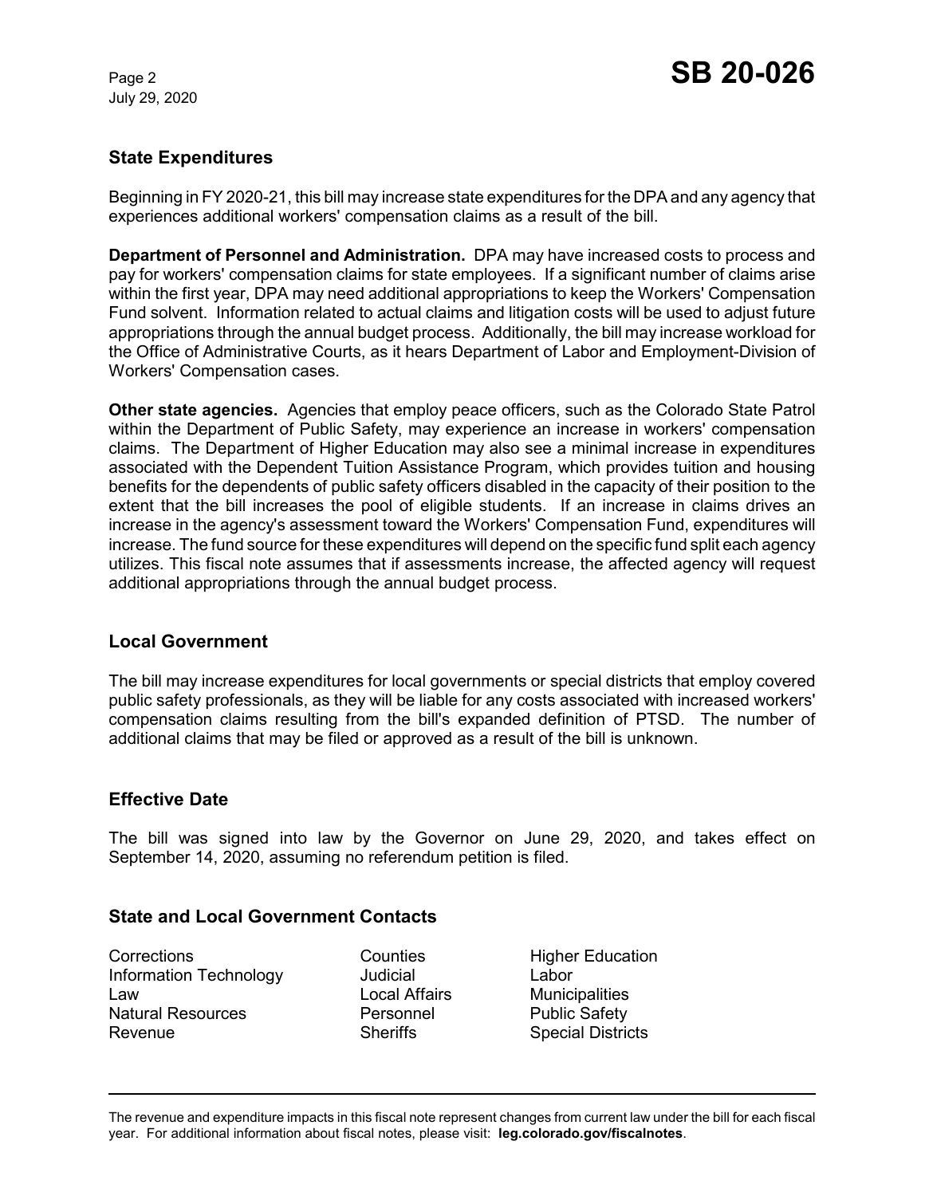## State Expenditures

Beginning in FY 2020-21, this bill may increase state expenditures for the DPA and any agency that experiences additional workers' compensation claims as a result of the bill.

**Department of Personnel and Administration.** DPA may have increased costs to process and pay for workers' compensation claims for state employees. If a significant number of claims arise within the first year, DPA may need additional appropriations to keep the Workers' Compensation Fund solvent. Information related to actual claims and litigation costs will be used to adjust future appropriations through the annual budget process. Additionally, the bill may increase workload for the Office of Administrative Courts, as it hears Department of Labor and Employment-Division of Workers' Compensation cases.

**Other state agencies.** Agencies that employ peace officers, such as the Colorado State Patrol within the Department of Public Safety, may experience an increase in workers' compensation claims. The Department of Higher Education may also see a minimal increase in expenditures associated with the Dependent Tuition Assistance Program, which provides tuition and housing benefits for the dependents of public safety officers disabled in the capacity of their position to the extent that the bill increases the pool of eligible students. If an increase in claims drives an increase in the agency's assessment toward the Workers' Compensation Fund, expenditures will increase. The fund source for these expenditures will depend on the specific fund split each agency utilizes. This fiscal note assumes that if assessments increase, the affected agency will request additional appropriations through the annual budget process.

## Local Government

The bill may increase expenditures for local governments or special districts that employ covered public safety professionals, as they will be liable for any costs associated with increased workers' compensation claims resulting from the bill's expanded definition of PTSD. The number of additional claims that may be filed or approved as a result of the bill is unknown.

## Effective Date

The bill was signed into law by the Governor on June 29, 2020, and takes effect on September 14, 2020, assuming no referendum petition is filed.

## State and Local Government Contacts

| | | |
|---|---|---|
| Corrections | Counties | Higher Education |
| Information Technology | Judicial | Labor |
| Law | Local Affairs | Municipalities |
| Natural Resources | Personnel | Public Safety |
| Revenue | Sheriffs | Special Districts |

The revenue and expenditure impacts in this fiscal note represent changes from current law under the bill for each fiscal year. For additional information about fiscal notes, please visit: **leg.colorado.gov/fiscalnotes**.